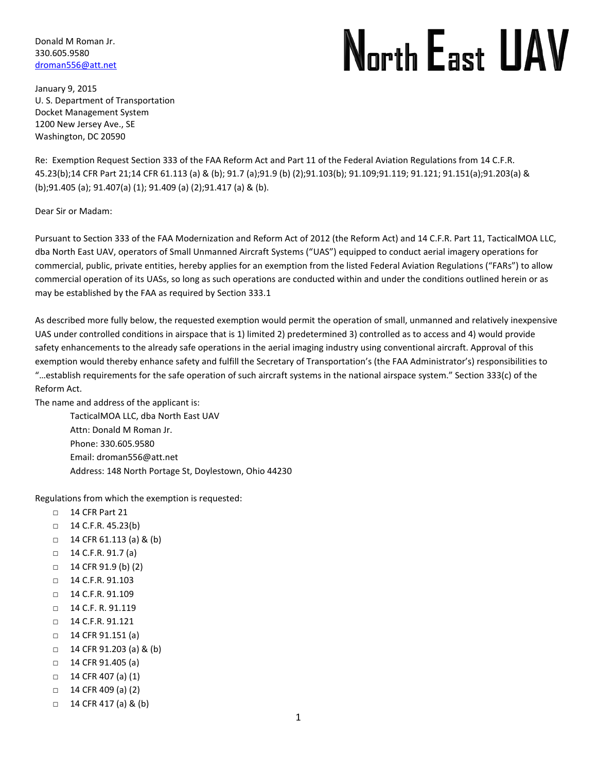Donald M Roman Jr.
330.605.9580
droman556@att.net

# North East UAV

January 9, 2015
U. S. Department of Transportation
Docket Management System
1200 New Jersey Ave., SE
Washington, DC 20590

Re: Exemption Request Section 333 of the FAA Reform Act and Part 11 of the Federal Aviation Regulations from 14 C.F.R. 45.23(b);14 CFR Part 21;14 CFR 61.113 (a) & (b); 91.7 (a);91.9 (b) (2);91.103(b); 91.109;91.119; 91.121; 91.151(a);91.203(a) & (b);91.405 (a); 91.407(a) (1); 91.409 (a) (2);91.417 (a) & (b).

Dear Sir or Madam:

Pursuant to Section 333 of the FAA Modernization and Reform Act of 2012 (the Reform Act) and 14 C.F.R. Part 11, TacticalMOA LLC, dba North East UAV, operators of Small Unmanned Aircraft Systems ("UAS") equipped to conduct aerial imagery operations for commercial, public, private entities, hereby applies for an exemption from the listed Federal Aviation Regulations ("FARs") to allow commercial operation of its UASs, so long as such operations are conducted within and under the conditions outlined herein or as may be established by the FAA as required by Section 333.1

As described more fully below, the requested exemption would permit the operation of small, unmanned and relatively inexpensive UAS under controlled conditions in airspace that is 1) limited 2) predetermined 3) controlled as to access and 4) would provide safety enhancements to the already safe operations in the aerial imaging industry using conventional aircraft. Approval of this exemption would thereby enhance safety and fulfill the Secretary of Transportation's (the FAA Administrator's) responsibilities to "…establish requirements for the safe operation of such aircraft systems in the national airspace system." Section 333(c) of the Reform Act.

The name and address of the applicant is:

TacticalMOA LLC, dba North East UAV
Attn: Donald M Roman Jr.
Phone: 330.605.9580
Email: droman556@att.net
Address: 148 North Portage St, Doylestown, Ohio 44230

Regulations from which the exemption is requested:

- 14 CFR Part 21
- 14 C.F.R. 45.23(b)
- 14 CFR 61.113 (a) & (b)
- 14 C.F.R. 91.7 (a)
- 14 CFR 91.9 (b) (2)
- 14 C.F.R. 91.103
- 14 C.F.R. 91.109
- 14 C.F. R. 91.119
- 14 C.F.R. 91.121
- 14 CFR 91.151 (a)
- 14 CFR 91.203 (a) & (b)
- 14 CFR 91.405 (a)
- 14 CFR 407 (a) (1)
- 14 CFR 409 (a) (2)
- 14 CFR 417 (a) & (b)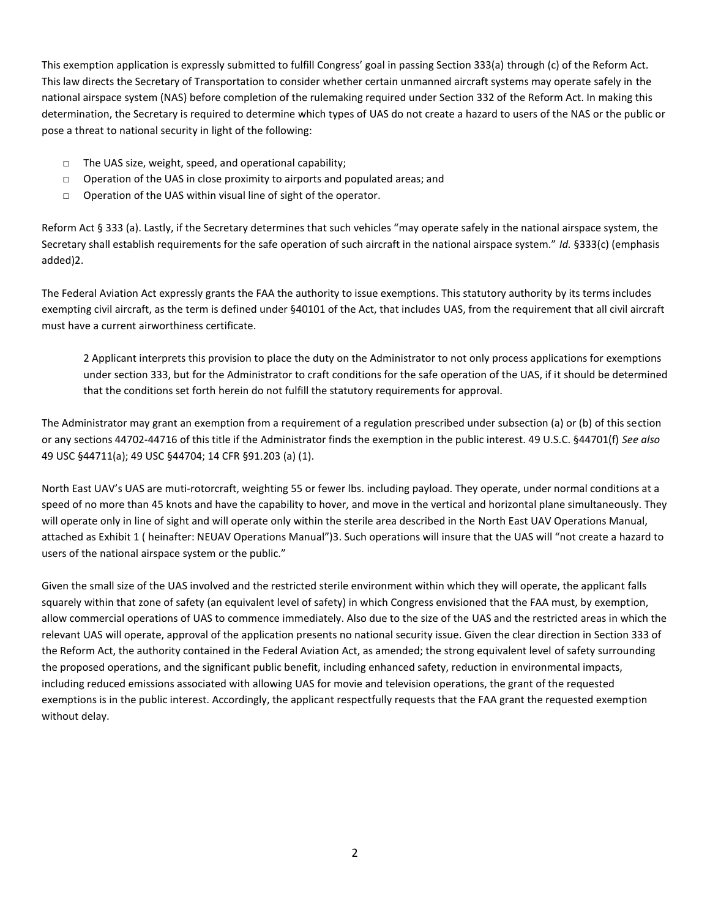This exemption application is expressly submitted to fulfill Congress' goal in passing Section 333(a) through (c) of the Reform Act. This law directs the Secretary of Transportation to consider whether certain unmanned aircraft systems may operate safely in the national airspace system (NAS) before completion of the rulemaking required under Section 332 of the Reform Act. In making this determination, the Secretary is required to determine which types of UAS do not create a hazard to users of the NAS or the public or pose a threat to national security in light of the following:

- The UAS size, weight, speed, and operational capability;
- Operation of the UAS in close proximity to airports and populated areas; and
- Operation of the UAS within visual line of sight of the operator.

Reform Act § 333 (a). Lastly, if the Secretary determines that such vehicles "may operate safely in the national airspace system, the Secretary shall establish requirements for the safe operation of such aircraft in the national airspace system." *Id.* §333(c) (emphasis added)2.

The Federal Aviation Act expressly grants the FAA the authority to issue exemptions. This statutory authority by its terms includes exempting civil aircraft, as the term is defined under §40101 of the Act, that includes UAS, from the requirement that all civil aircraft must have a current airworthiness certificate.

> 2 Applicant interprets this provision to place the duty on the Administrator to not only process applications for exemptions under section 333, but for the Administrator to craft conditions for the safe operation of the UAS, if it should be determined that the conditions set forth herein do not fulfill the statutory requirements for approval.

The Administrator may grant an exemption from a requirement of a regulation prescribed under subsection (a) or (b) of this section or any sections 44702-44716 of this title if the Administrator finds the exemption in the public interest. 49 U.S.C. §44701(f) *See also* 49 USC §44711(a); 49 USC §44704; 14 CFR §91.203 (a) (1).

North East UAV's UAS are muti-rotorcraft, weighting 55 or fewer lbs. including payload. They operate, under normal conditions at a speed of no more than 45 knots and have the capability to hover, and move in the vertical and horizontal plane simultaneously. They will operate only in line of sight and will operate only within the sterile area described in the North East UAV Operations Manual, attached as Exhibit 1 ( heinafter: NEUAV Operations Manual")3. Such operations will insure that the UAS will "not create a hazard to users of the national airspace system or the public."

Given the small size of the UAS involved and the restricted sterile environment within which they will operate, the applicant falls squarely within that zone of safety (an equivalent level of safety) in which Congress envisioned that the FAA must, by exemption, allow commercial operations of UAS to commence immediately. Also due to the size of the UAS and the restricted areas in which the relevant UAS will operate, approval of the application presents no national security issue. Given the clear direction in Section 333 of the Reform Act, the authority contained in the Federal Aviation Act, as amended; the strong equivalent level of safety surrounding the proposed operations, and the significant public benefit, including enhanced safety, reduction in environmental impacts, including reduced emissions associated with allowing UAS for movie and television operations, the grant of the requested exemptions is in the public interest. Accordingly, the applicant respectfully requests that the FAA grant the requested exemption without delay.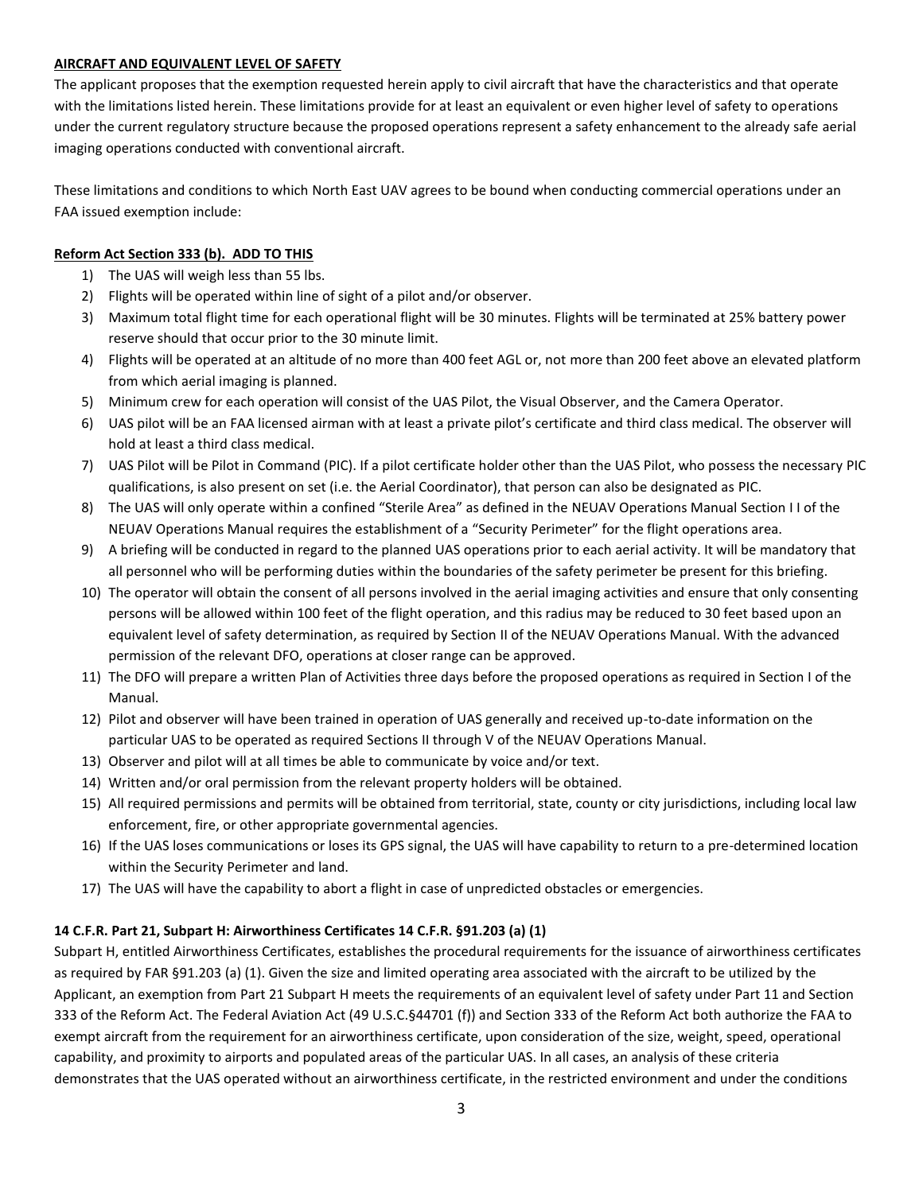**AIRCRAFT AND EQUIVALENT LEVEL OF SAFETY**

The applicant proposes that the exemption requested herein apply to civil aircraft that have the characteristics and that operate with the limitations listed herein. These limitations provide for at least an equivalent or even higher level of safety to operations under the current regulatory structure because the proposed operations represent a safety enhancement to the already safe aerial imaging operations conducted with conventional aircraft.

These limitations and conditions to which North East UAV agrees to be bound when conducting commercial operations under an FAA issued exemption include:

**Reform Act Section 333 (b). ADD TO THIS**

1) The UAS will weigh less than 55 lbs.
2) Flights will be operated within line of sight of a pilot and/or observer.
3) Maximum total flight time for each operational flight will be 30 minutes. Flights will be terminated at 25% battery power reserve should that occur prior to the 30 minute limit.
4) Flights will be operated at an altitude of no more than 400 feet AGL or, not more than 200 feet above an elevated platform from which aerial imaging is planned.
5) Minimum crew for each operation will consist of the UAS Pilot, the Visual Observer, and the Camera Operator.
6) UAS pilot will be an FAA licensed airman with at least a private pilot's certificate and third class medical. The observer will hold at least a third class medical.
7) UAS Pilot will be Pilot in Command (PIC). If a pilot certificate holder other than the UAS Pilot, who possess the necessary PIC qualifications, is also present on set (i.e. the Aerial Coordinator), that person can also be designated as PIC.
8) The UAS will only operate within a confined "Sterile Area" as defined in the NEUAV Operations Manual Section I I of the NEUAV Operations Manual requires the establishment of a "Security Perimeter" for the flight operations area.
9) A briefing will be conducted in regard to the planned UAS operations prior to each aerial activity. It will be mandatory that all personnel who will be performing duties within the boundaries of the safety perimeter be present for this briefing.
10) The operator will obtain the consent of all persons involved in the aerial imaging activities and ensure that only consenting persons will be allowed within 100 feet of the flight operation, and this radius may be reduced to 30 feet based upon an equivalent level of safety determination, as required by Section II of the NEUAV Operations Manual. With the advanced permission of the relevant DFO, operations at closer range can be approved.
11) The DFO will prepare a written Plan of Activities three days before the proposed operations as required in Section I of the Manual.
12) Pilot and observer will have been trained in operation of UAS generally and received up-to-date information on the particular UAS to be operated as required Sections II through V of the NEUAV Operations Manual.
13) Observer and pilot will at all times be able to communicate by voice and/or text.
14) Written and/or oral permission from the relevant property holders will be obtained.
15) All required permissions and permits will be obtained from territorial, state, county or city jurisdictions, including local law enforcement, fire, or other appropriate governmental agencies.
16) If the UAS loses communications or loses its GPS signal, the UAS will have capability to return to a pre-determined location within the Security Perimeter and land.
17) The UAS will have the capability to abort a flight in case of unpredicted obstacles or emergencies.

**14 C.F.R. Part 21, Subpart H: Airworthiness Certificates 14 C.F.R. §91.203 (a) (1)**

Subpart H, entitled Airworthiness Certificates, establishes the procedural requirements for the issuance of airworthiness certificates as required by FAR §91.203 (a) (1). Given the size and limited operating area associated with the aircraft to be utilized by the Applicant, an exemption from Part 21 Subpart H meets the requirements of an equivalent level of safety under Part 11 and Section 333 of the Reform Act. The Federal Aviation Act (49 U.S.C.§44701 (f)) and Section 333 of the Reform Act both authorize the FAA to exempt aircraft from the requirement for an airworthiness certificate, upon consideration of the size, weight, speed, operational capability, and proximity to airports and populated areas of the particular UAS. In all cases, an analysis of these criteria demonstrates that the UAS operated without an airworthiness certificate, in the restricted environment and under the conditions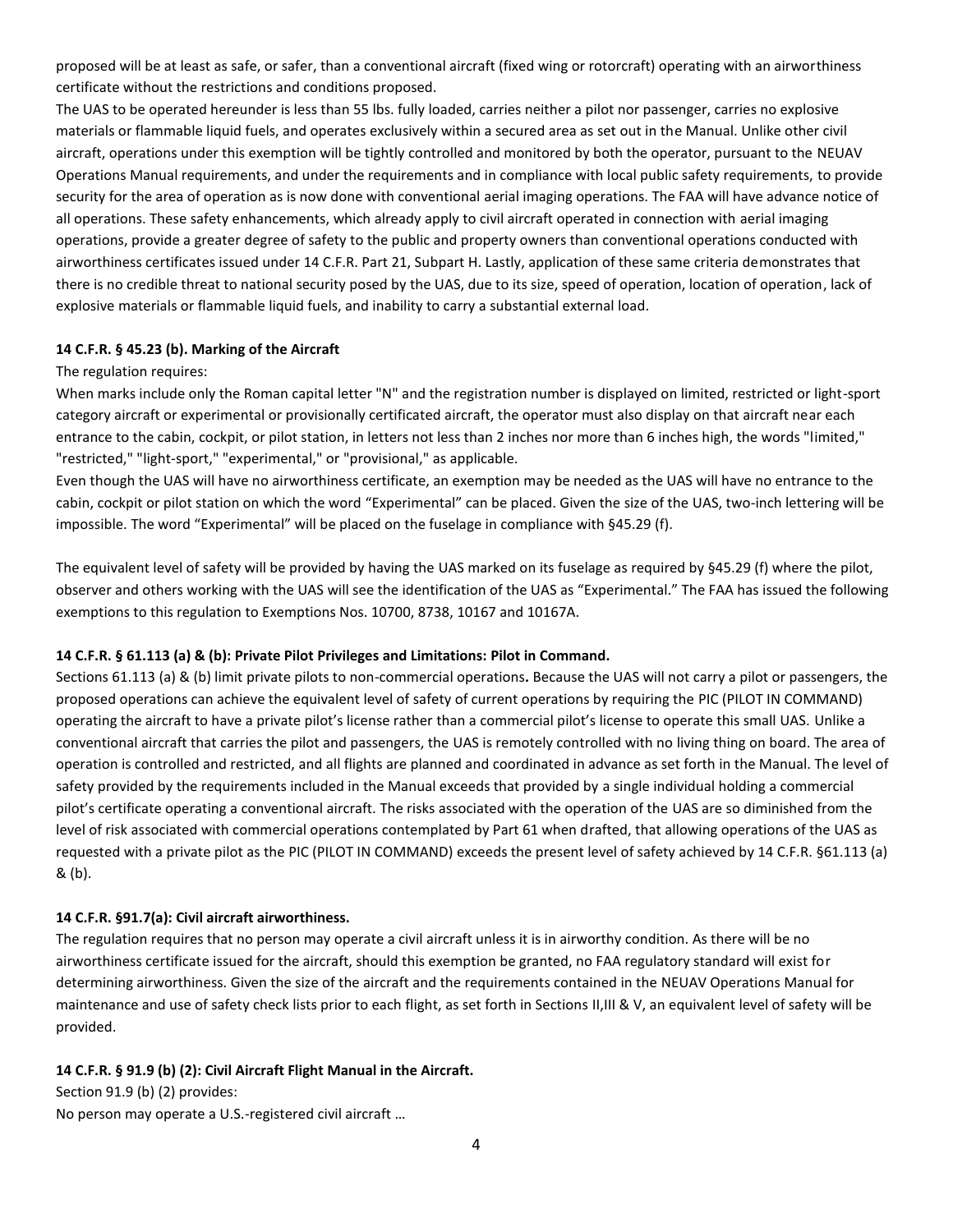proposed will be at least as safe, or safer, than a conventional aircraft (fixed wing or rotorcraft) operating with an airworthiness certificate without the restrictions and conditions proposed.

The UAS to be operated hereunder is less than 55 lbs. fully loaded, carries neither a pilot nor passenger, carries no explosive materials or flammable liquid fuels, and operates exclusively within a secured area as set out in the Manual. Unlike other civil aircraft, operations under this exemption will be tightly controlled and monitored by both the operator, pursuant to the NEUAV Operations Manual requirements, and under the requirements and in compliance with local public safety requirements, to provide security for the area of operation as is now done with conventional aerial imaging operations. The FAA will have advance notice of all operations. These safety enhancements, which already apply to civil aircraft operated in connection with aerial imaging operations, provide a greater degree of safety to the public and property owners than conventional operations conducted with airworthiness certificates issued under 14 C.F.R. Part 21, Subpart H. Lastly, application of these same criteria demonstrates that there is no credible threat to national security posed by the UAS, due to its size, speed of operation, location of operation, lack of explosive materials or flammable liquid fuels, and inability to carry a substantial external load.

**14 C.F.R. § 45.23 (b). Marking of the Aircraft**

The regulation requires:

When marks include only the Roman capital letter "N" and the registration number is displayed on limited, restricted or light-sport category aircraft or experimental or provisionally certificated aircraft, the operator must also display on that aircraft near each entrance to the cabin, cockpit, or pilot station, in letters not less than 2 inches nor more than 6 inches high, the words "limited," "restricted," "light-sport," "experimental," or "provisional," as applicable.

Even though the UAS will have no airworthiness certificate, an exemption may be needed as the UAS will have no entrance to the cabin, cockpit or pilot station on which the word "Experimental" can be placed. Given the size of the UAS, two-inch lettering will be impossible. The word "Experimental" will be placed on the fuselage in compliance with §45.29 (f).

The equivalent level of safety will be provided by having the UAS marked on its fuselage as required by §45.29 (f) where the pilot, observer and others working with the UAS will see the identification of the UAS as "Experimental." The FAA has issued the following exemptions to this regulation to Exemptions Nos. 10700, 8738, 10167 and 10167A.

**14 C.F.R. § 61.113 (a) & (b): Private Pilot Privileges and Limitations: Pilot in Command.**

Sections 61.113 (a) & (b) limit private pilots to non-commercial operations**.** Because the UAS will not carry a pilot or passengers, the proposed operations can achieve the equivalent level of safety of current operations by requiring the PIC (PILOT IN COMMAND) operating the aircraft to have a private pilot's license rather than a commercial pilot's license to operate this small UAS. Unlike a conventional aircraft that carries the pilot and passengers, the UAS is remotely controlled with no living thing on board. The area of operation is controlled and restricted, and all flights are planned and coordinated in advance as set forth in the Manual. The level of safety provided by the requirements included in the Manual exceeds that provided by a single individual holding a commercial pilot's certificate operating a conventional aircraft. The risks associated with the operation of the UAS are so diminished from the level of risk associated with commercial operations contemplated by Part 61 when drafted, that allowing operations of the UAS as requested with a private pilot as the PIC (PILOT IN COMMAND) exceeds the present level of safety achieved by 14 C.F.R. §61.113 (a) & (b).

**14 C.F.R. §91.7(a): Civil aircraft airworthiness.**

The regulation requires that no person may operate a civil aircraft unless it is in airworthy condition. As there will be no airworthiness certificate issued for the aircraft, should this exemption be granted, no FAA regulatory standard will exist for determining airworthiness. Given the size of the aircraft and the requirements contained in the NEUAV Operations Manual for maintenance and use of safety check lists prior to each flight, as set forth in Sections II,III & V, an equivalent level of safety will be provided.

**14 C.F.R. § 91.9 (b) (2): Civil Aircraft Flight Manual in the Aircraft.**

Section 91.9 (b) (2) provides:

No person may operate a U.S.-registered civil aircraft …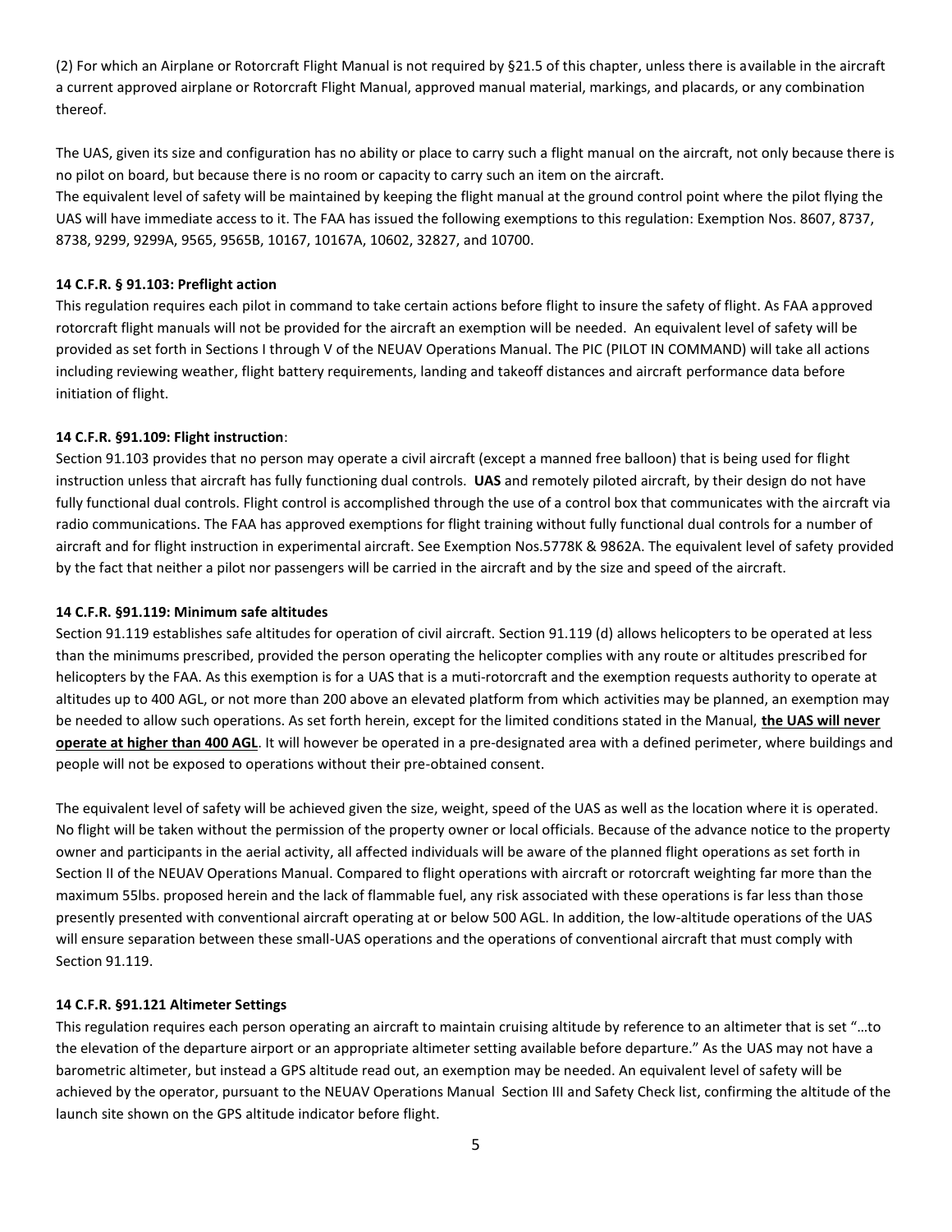(2) For which an Airplane or Rotorcraft Flight Manual is not required by §21.5 of this chapter, unless there is available in the aircraft a current approved airplane or Rotorcraft Flight Manual, approved manual material, markings, and placards, or any combination thereof.

The UAS, given its size and configuration has no ability or place to carry such a flight manual on the aircraft, not only because there is no pilot on board, but because there is no room or capacity to carry such an item on the aircraft.
The equivalent level of safety will be maintained by keeping the flight manual at the ground control point where the pilot flying the UAS will have immediate access to it. The FAA has issued the following exemptions to this regulation: Exemption Nos. 8607, 8737, 8738, 9299, 9299A, 9565, 9565B, 10167, 10167A, 10602, 32827, and 10700.

**14 C.F.R. § 91.103: Preflight action**

This regulation requires each pilot in command to take certain actions before flight to insure the safety of flight. As FAA approved rotorcraft flight manuals will not be provided for the aircraft an exemption will be needed. An equivalent level of safety will be provided as set forth in Sections I through V of the NEUAV Operations Manual. The PIC (PILOT IN COMMAND) will take all actions including reviewing weather, flight battery requirements, landing and takeoff distances and aircraft performance data before initiation of flight.

**14 C.F.R. §91.109: Flight instruction**:

Section 91.103 provides that no person may operate a civil aircraft (except a manned free balloon) that is being used for flight instruction unless that aircraft has fully functioning dual controls. **UAS** and remotely piloted aircraft, by their design do not have fully functional dual controls. Flight control is accomplished through the use of a control box that communicates with the aircraft via radio communications. The FAA has approved exemptions for flight training without fully functional dual controls for a number of aircraft and for flight instruction in experimental aircraft. See Exemption Nos.5778K & 9862A. The equivalent level of safety provided by the fact that neither a pilot nor passengers will be carried in the aircraft and by the size and speed of the aircraft.

**14 C.F.R. §91.119: Minimum safe altitudes**

Section 91.119 establishes safe altitudes for operation of civil aircraft. Section 91.119 (d) allows helicopters to be operated at less than the minimums prescribed, provided the person operating the helicopter complies with any route or altitudes prescribed for helicopters by the FAA. As this exemption is for a UAS that is a muti-rotorcraft and the exemption requests authority to operate at altitudes up to 400 AGL, or not more than 200 above an elevated platform from which activities may be planned, an exemption may be needed to allow such operations. As set forth herein, except for the limited conditions stated in the Manual, <u>**the UAS will never operate at higher than 400 AGL**</u>. It will however be operated in a pre-designated area with a defined perimeter, where buildings and people will not be exposed to operations without their pre-obtained consent.

The equivalent level of safety will be achieved given the size, weight, speed of the UAS as well as the location where it is operated. No flight will be taken without the permission of the property owner or local officials. Because of the advance notice to the property owner and participants in the aerial activity, all affected individuals will be aware of the planned flight operations as set forth in Section II of the NEUAV Operations Manual. Compared to flight operations with aircraft or rotorcraft weighting far more than the maximum 55lbs. proposed herein and the lack of flammable fuel, any risk associated with these operations is far less than those presently presented with conventional aircraft operating at or below 500 AGL. In addition, the low-altitude operations of the UAS will ensure separation between these small-UAS operations and the operations of conventional aircraft that must comply with Section 91.119.

**14 C.F.R. §91.121 Altimeter Settings**

This regulation requires each person operating an aircraft to maintain cruising altitude by reference to an altimeter that is set "…to the elevation of the departure airport or an appropriate altimeter setting available before departure." As the UAS may not have a barometric altimeter, but instead a GPS altitude read out, an exemption may be needed. An equivalent level of safety will be achieved by the operator, pursuant to the NEUAV Operations Manual Section III and Safety Check list, confirming the altitude of the launch site shown on the GPS altitude indicator before flight.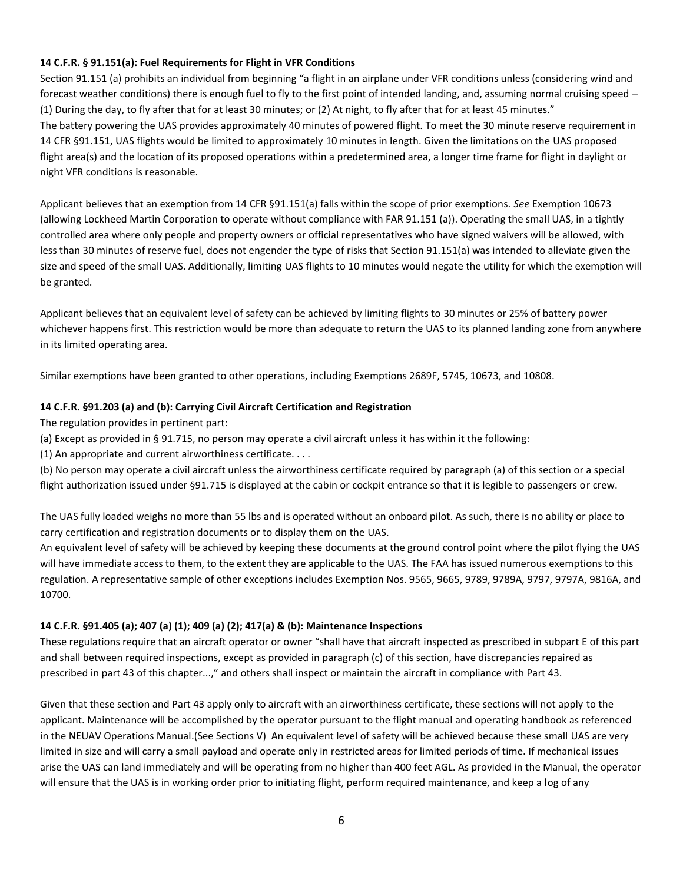**14 C.F.R. § 91.151(a): Fuel Requirements for Flight in VFR Conditions**

Section 91.151 (a) prohibits an individual from beginning "a flight in an airplane under VFR conditions unless (considering wind and forecast weather conditions) there is enough fuel to fly to the first point of intended landing, and, assuming normal cruising speed – (1) During the day, to fly after that for at least 30 minutes; or (2) At night, to fly after that for at least 45 minutes."

The battery powering the UAS provides approximately 40 minutes of powered flight. To meet the 30 minute reserve requirement in 14 CFR §91.151, UAS flights would be limited to approximately 10 minutes in length. Given the limitations on the UAS proposed flight area(s) and the location of its proposed operations within a predetermined area, a longer time frame for flight in daylight or night VFR conditions is reasonable.

Applicant believes that an exemption from 14 CFR §91.151(a) falls within the scope of prior exemptions. *See* Exemption 10673 (allowing Lockheed Martin Corporation to operate without compliance with FAR 91.151 (a)). Operating the small UAS, in a tightly controlled area where only people and property owners or official representatives who have signed waivers will be allowed, with less than 30 minutes of reserve fuel, does not engender the type of risks that Section 91.151(a) was intended to alleviate given the size and speed of the small UAS. Additionally, limiting UAS flights to 10 minutes would negate the utility for which the exemption will be granted.

Applicant believes that an equivalent level of safety can be achieved by limiting flights to 30 minutes or 25% of battery power whichever happens first. This restriction would be more than adequate to return the UAS to its planned landing zone from anywhere in its limited operating area.

Similar exemptions have been granted to other operations, including Exemptions 2689F, 5745, 10673, and 10808.

**14 C.F.R. §91.203 (a) and (b): Carrying Civil Aircraft Certification and Registration**

The regulation provides in pertinent part:

(a) Except as provided in § 91.715, no person may operate a civil aircraft unless it has within it the following:

(1) An appropriate and current airworthiness certificate. . . .

(b) No person may operate a civil aircraft unless the airworthiness certificate required by paragraph (a) of this section or a special flight authorization issued under §91.715 is displayed at the cabin or cockpit entrance so that it is legible to passengers or crew.

The UAS fully loaded weighs no more than 55 lbs and is operated without an onboard pilot. As such, there is no ability or place to carry certification and registration documents or to display them on the UAS.

An equivalent level of safety will be achieved by keeping these documents at the ground control point where the pilot flying the UAS will have immediate access to them, to the extent they are applicable to the UAS. The FAA has issued numerous exemptions to this regulation. A representative sample of other exceptions includes Exemption Nos. 9565, 9665, 9789, 9789A, 9797, 9797A, 9816A, and 10700.

**14 C.F.R. §91.405 (a); 407 (a) (1); 409 (a) (2); 417(a) & (b): Maintenance Inspections**

These regulations require that an aircraft operator or owner "shall have that aircraft inspected as prescribed in subpart E of this part and shall between required inspections, except as provided in paragraph (c) of this section, have discrepancies repaired as prescribed in part 43 of this chapter...," and others shall inspect or maintain the aircraft in compliance with Part 43.

Given that these section and Part 43 apply only to aircraft with an airworthiness certificate, these sections will not apply to the applicant. Maintenance will be accomplished by the operator pursuant to the flight manual and operating handbook as referenced in the NEUAV Operations Manual.(See Sections V) An equivalent level of safety will be achieved because these small UAS are very limited in size and will carry a small payload and operate only in restricted areas for limited periods of time. If mechanical issues arise the UAS can land immediately and will be operating from no higher than 400 feet AGL. As provided in the Manual, the operator will ensure that the UAS is in working order prior to initiating flight, perform required maintenance, and keep a log of any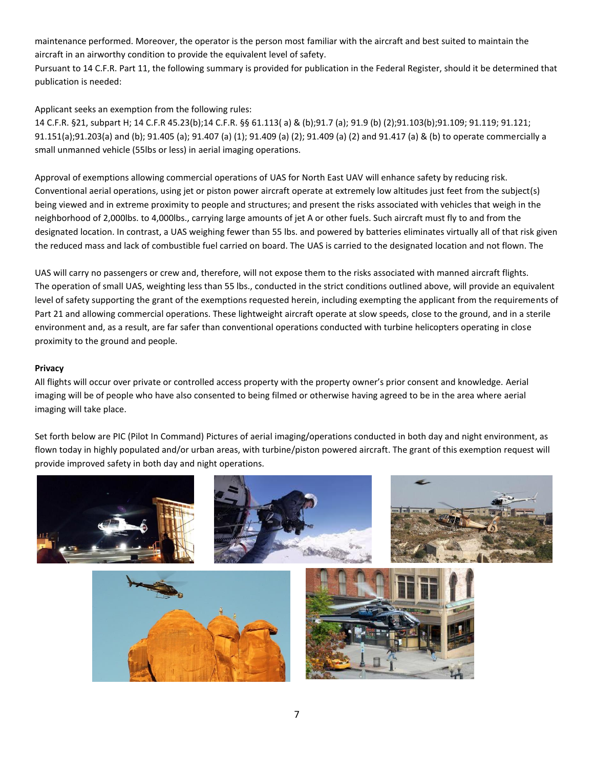maintenance performed. Moreover, the operator is the person most familiar with the aircraft and best suited to maintain the aircraft in an airworthy condition to provide the equivalent level of safety.

Pursuant to 14 C.F.R. Part 11, the following summary is provided for publication in the Federal Register, should it be determined that publication is needed:

Applicant seeks an exemption from the following rules:

14 C.F.R. §21, subpart H; 14 C.F.R 45.23(b);14 C.F.R. §§ 61.113( a) & (b);91.7 (a); 91.9 (b) (2);91.103(b);91.109; 91.119; 91.121; 91.151(a);91.203(a) and (b); 91.405 (a); 91.407 (a) (1); 91.409 (a) (2); 91.409 (a) (2) and 91.417 (a) & (b) to operate commercially a small unmanned vehicle (55lbs or less) in aerial imaging operations.

Approval of exemptions allowing commercial operations of UAS for North East UAV will enhance safety by reducing risk. Conventional aerial operations, using jet or piston power aircraft operate at extremely low altitudes just feet from the subject(s) being viewed and in extreme proximity to people and structures; and present the risks associated with vehicles that weigh in the neighborhood of 2,000lbs. to 4,000lbs., carrying large amounts of jet A or other fuels. Such aircraft must fly to and from the designated location. In contrast, a UAS weighing fewer than 55 lbs. and powered by batteries eliminates virtually all of that risk given the reduced mass and lack of combustible fuel carried on board. The UAS is carried to the designated location and not flown. The

UAS will carry no passengers or crew and, therefore, will not expose them to the risks associated with manned aircraft flights. The operation of small UAS, weighting less than 55 lbs., conducted in the strict conditions outlined above, will provide an equivalent level of safety supporting the grant of the exemptions requested herein, including exempting the applicant from the requirements of Part 21 and allowing commercial operations. These lightweight aircraft operate at slow speeds, close to the ground, and in a sterile environment and, as a result, are far safer than conventional operations conducted with turbine helicopters operating in close proximity to the ground and people.

**Privacy**

All flights will occur over private or controlled access property with the property owner's prior consent and knowledge. Aerial imaging will be of people who have also consented to being filmed or otherwise having agreed to be in the area where aerial imaging will take place.

Set forth below are PIC (Pilot In Command) Pictures of aerial imaging/operations conducted in both day and night environment, as flown today in highly populated and/or urban areas, with turbine/piston powered aircraft. The grant of this exemption request will provide improved safety in both day and night operations.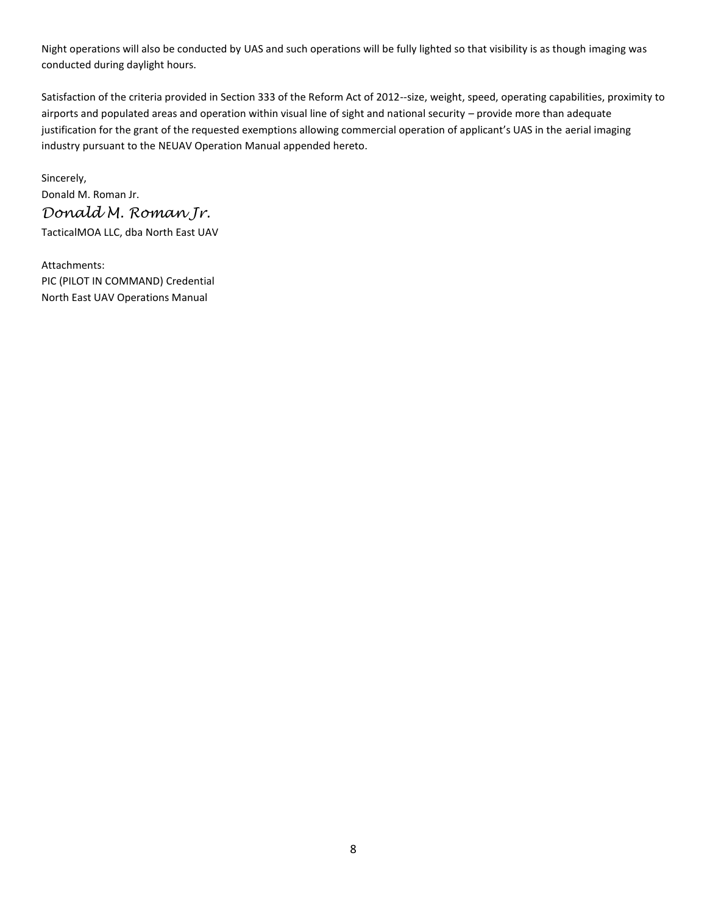Night operations will also be conducted by UAS and such operations will be fully lighted so that visibility is as though imaging was conducted during daylight hours.

Satisfaction of the criteria provided in Section 333 of the Reform Act of 2012--size, weight, speed, operating capabilities, proximity to airports and populated areas and operation within visual line of sight and national security – provide more than adequate justification for the grant of the requested exemptions allowing commercial operation of applicant's UAS in the aerial imaging industry pursuant to the NEUAV Operation Manual appended hereto.

Sincerely,  
Donald M. Roman Jr.  
*Donald M. Roman Jr.*  
TacticalMOA LLC, dba North East UAV

Attachments:  
PIC (PILOT IN COMMAND) Credential  
North East UAV Operations Manual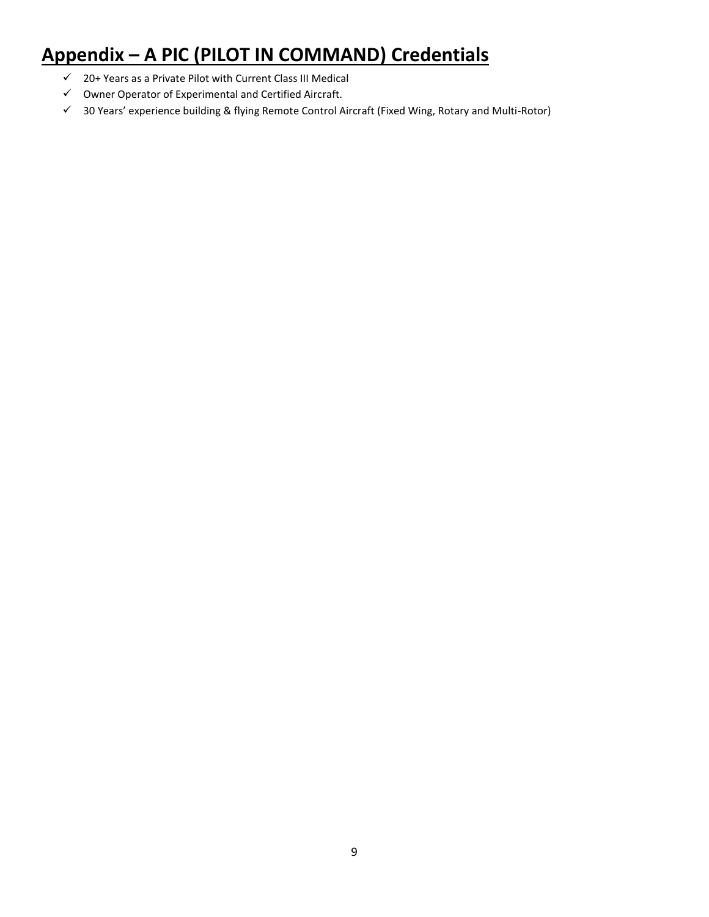# Appendix – A PIC (PILOT IN COMMAND) Credentials

- ✓ 20+ Years as a Private Pilot with Current Class III Medical
- ✓ Owner Operator of Experimental and Certified Aircraft.
- ✓ 30 Years' experience building & flying Remote Control Aircraft (Fixed Wing, Rotary and Multi-Rotor)